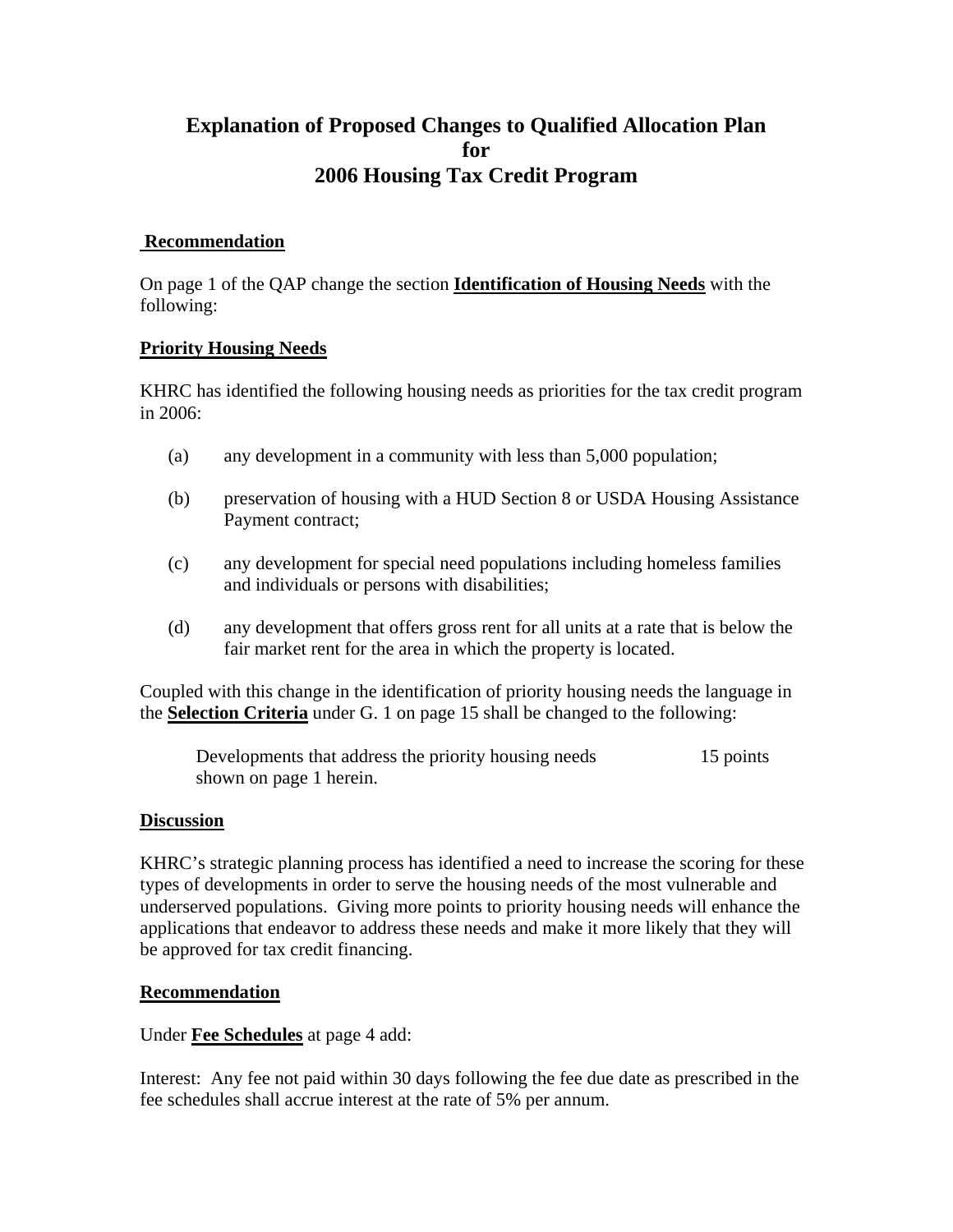# Explanation of Proposed Changes to Qualified Allocation Plan for 2006 Housing Tax Credit Program

**Recommendation**

On page 1 of the QAP change the section **Identification of Housing Needs** with the following:

**Priority Housing Needs**

KHRC has identified the following housing needs as priorities for the tax credit program in 2006:

(a) any development in a community with less than 5,000 population;

(b) preservation of housing with a HUD Section 8 or USDA Housing Assistance Payment contract;

(c) any development for special need populations including homeless families and individuals or persons with disabilities;

(d) any development that offers gross rent for all units at a rate that is below the fair market rent for the area in which the property is located.

Coupled with this change in the identification of priority housing needs the language in the **Selection Criteria** under G. 1 on page 15 shall be changed to the following:

> Developments that address the priority housing needs shown on page 1 herein. 15 points

**Discussion**

KHRC's strategic planning process has identified a need to increase the scoring for these types of developments in order to serve the housing needs of the most vulnerable and underserved populations. Giving more points to priority housing needs will enhance the applications that endeavor to address these needs and make it more likely that they will be approved for tax credit financing.

**Recommendation**

Under **Fee Schedules** at page 4 add:

Interest: Any fee not paid within 30 days following the fee due date as prescribed in the fee schedules shall accrue interest at the rate of 5% per annum.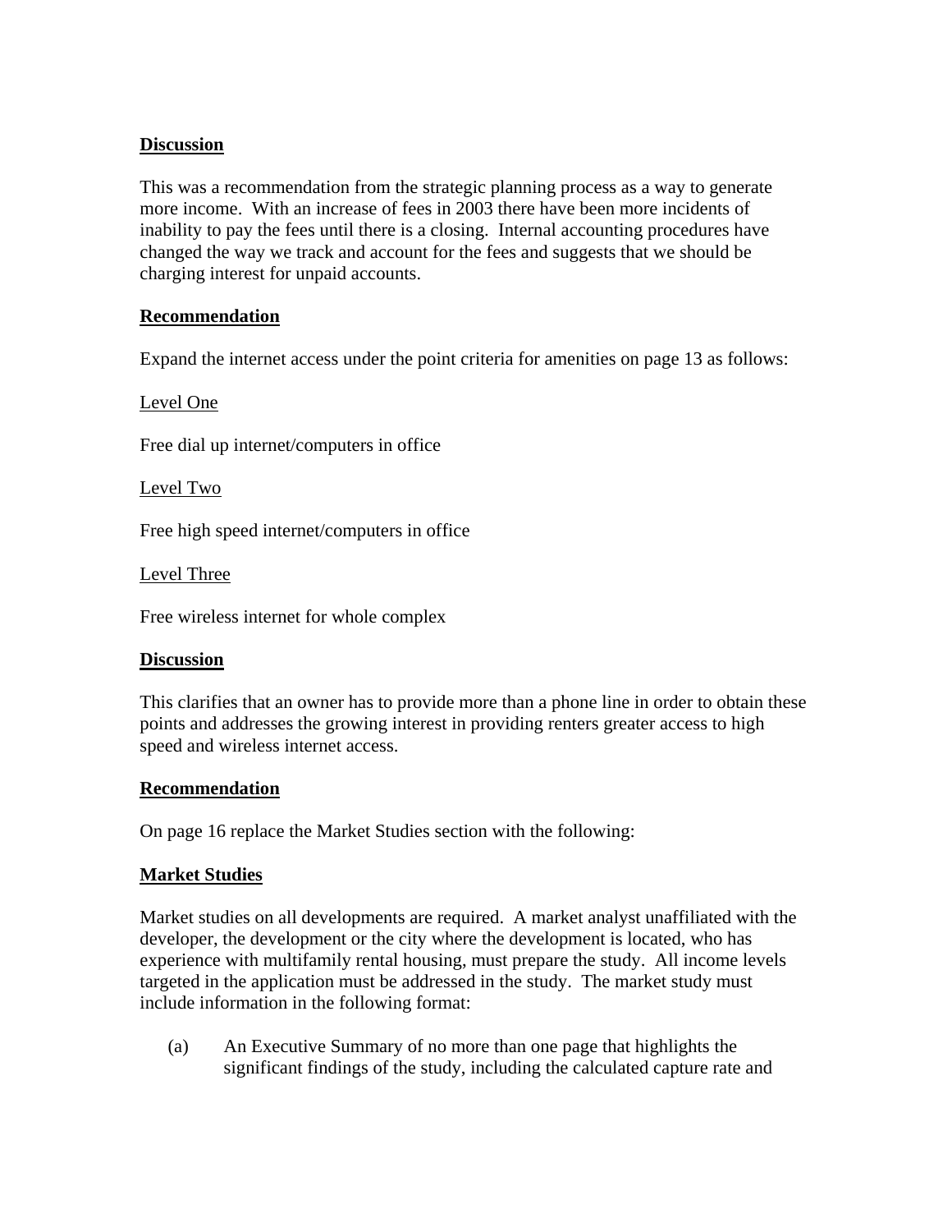**Discussion**

This was a recommendation from the strategic planning process as a way to generate more income. With an increase of fees in 2003 there have been more incidents of inability to pay the fees until there is a closing. Internal accounting procedures have changed the way we track and account for the fees and suggests that we should be charging interest for unpaid accounts.

**Recommendation**

Expand the internet access under the point criteria for amenities on page 13 as follows:

Level One

Free dial up internet/computers in office

Level Two

Free high speed internet/computers in office

Level Three

Free wireless internet for whole complex

**Discussion**

This clarifies that an owner has to provide more than a phone line in order to obtain these points and addresses the growing interest in providing renters greater access to high speed and wireless internet access.

**Recommendation**

On page 16 replace the Market Studies section with the following:

**Market Studies**

Market studies on all developments are required. A market analyst unaffiliated with the developer, the development or the city where the development is located, who has experience with multifamily rental housing, must prepare the study. All income levels targeted in the application must be addressed in the study. The market study must include information in the following format:

(a) An Executive Summary of no more than one page that highlights the significant findings of the study, including the calculated capture rate and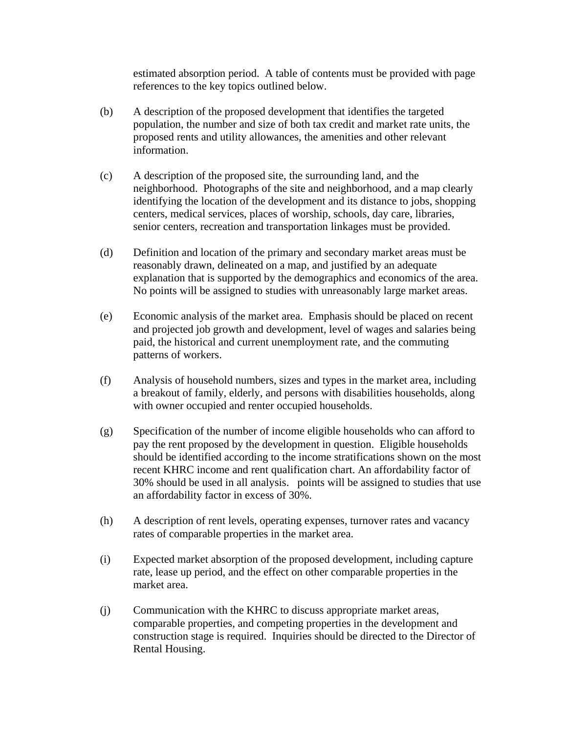estimated absorption period. A table of contents must be provided with page references to the key topics outlined below.

(b) A description of the proposed development that identifies the targeted population, the number and size of both tax credit and market rate units, the proposed rents and utility allowances, the amenities and other relevant information.

(c) A description of the proposed site, the surrounding land, and the neighborhood. Photographs of the site and neighborhood, and a map clearly identifying the location of the development and its distance to jobs, shopping centers, medical services, places of worship, schools, day care, libraries, senior centers, recreation and transportation linkages must be provided.

(d) Definition and location of the primary and secondary market areas must be reasonably drawn, delineated on a map, and justified by an adequate explanation that is supported by the demographics and economics of the area. No points will be assigned to studies with unreasonably large market areas.

(e) Economic analysis of the market area. Emphasis should be placed on recent and projected job growth and development, level of wages and salaries being paid, the historical and current unemployment rate, and the commuting patterns of workers.

(f) Analysis of household numbers, sizes and types in the market area, including a breakout of family, elderly, and persons with disabilities households, along with owner occupied and renter occupied households.

(g) Specification of the number of income eligible households who can afford to pay the rent proposed by the development in question. Eligible households should be identified according to the income stratifications shown on the most recent KHRC income and rent qualification chart. An affordability factor of 30% should be used in all analysis. points will be assigned to studies that use an affordability factor in excess of 30%.

(h) A description of rent levels, operating expenses, turnover rates and vacancy rates of comparable properties in the market area.

(i) Expected market absorption of the proposed development, including capture rate, lease up period, and the effect on other comparable properties in the market area.

(j) Communication with the KHRC to discuss appropriate market areas, comparable properties, and competing properties in the development and construction stage is required. Inquiries should be directed to the Director of Rental Housing.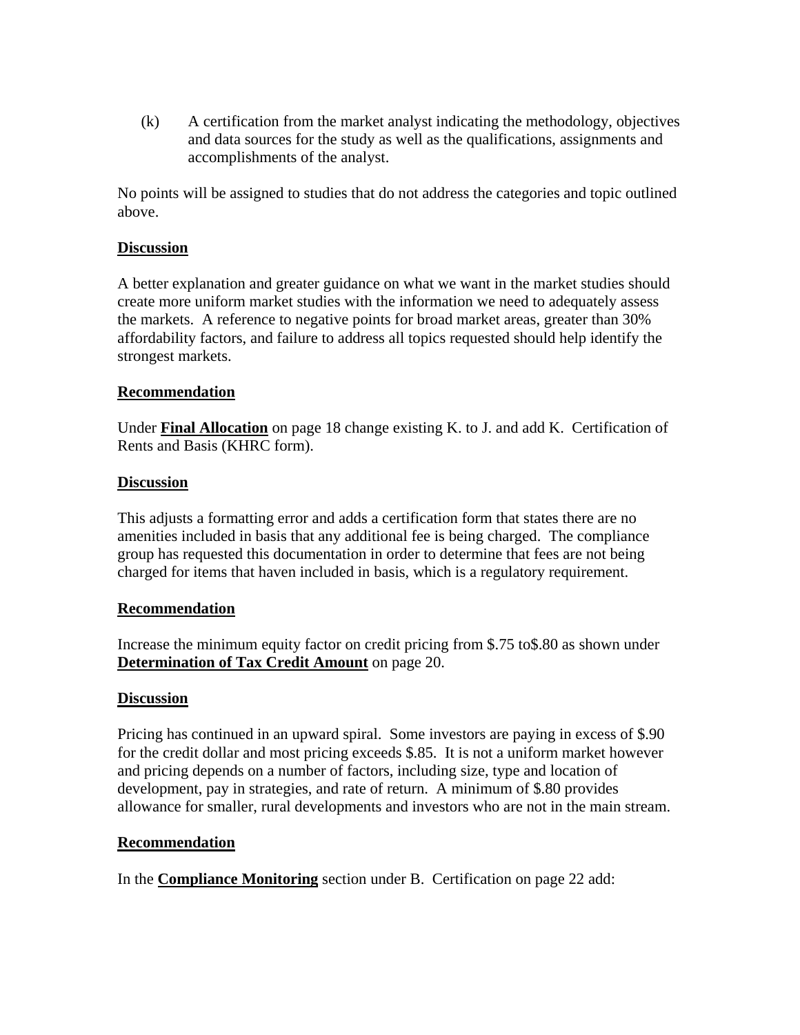(k) A certification from the market analyst indicating the methodology, objectives and data sources for the study as well as the qualifications, assignments and accomplishments of the analyst.

No points will be assigned to studies that do not address the categories and topic outlined above.

**Discussion**

A better explanation and greater guidance on what we want in the market studies should create more uniform market studies with the information we need to adequately assess the markets. A reference to negative points for broad market areas, greater than 30% affordability factors, and failure to address all topics requested should help identify the strongest markets.

**Recommendation**

Under **Final Allocation** on page 18 change existing K. to J. and add K. Certification of Rents and Basis (KHRC form).

**Discussion**

This adjusts a formatting error and adds a certification form that states there are no amenities included in basis that any additional fee is being charged. The compliance group has requested this documentation in order to determine that fees are not being charged for items that haven included in basis, which is a regulatory requirement.

**Recommendation**

Increase the minimum equity factor on credit pricing from $.75 to$.80 as shown under **Determination of Tax Credit Amount** on page 20.

**Discussion**

Pricing has continued in an upward spiral. Some investors are paying in excess of $.90 for the credit dollar and most pricing exceeds $.85. It is not a uniform market however and pricing depends on a number of factors, including size, type and location of development, pay in strategies, and rate of return. A minimum of $.80 provides allowance for smaller, rural developments and investors who are not in the main stream.

**Recommendation**

In the **Compliance Monitoring** section under B. Certification on page 22 add: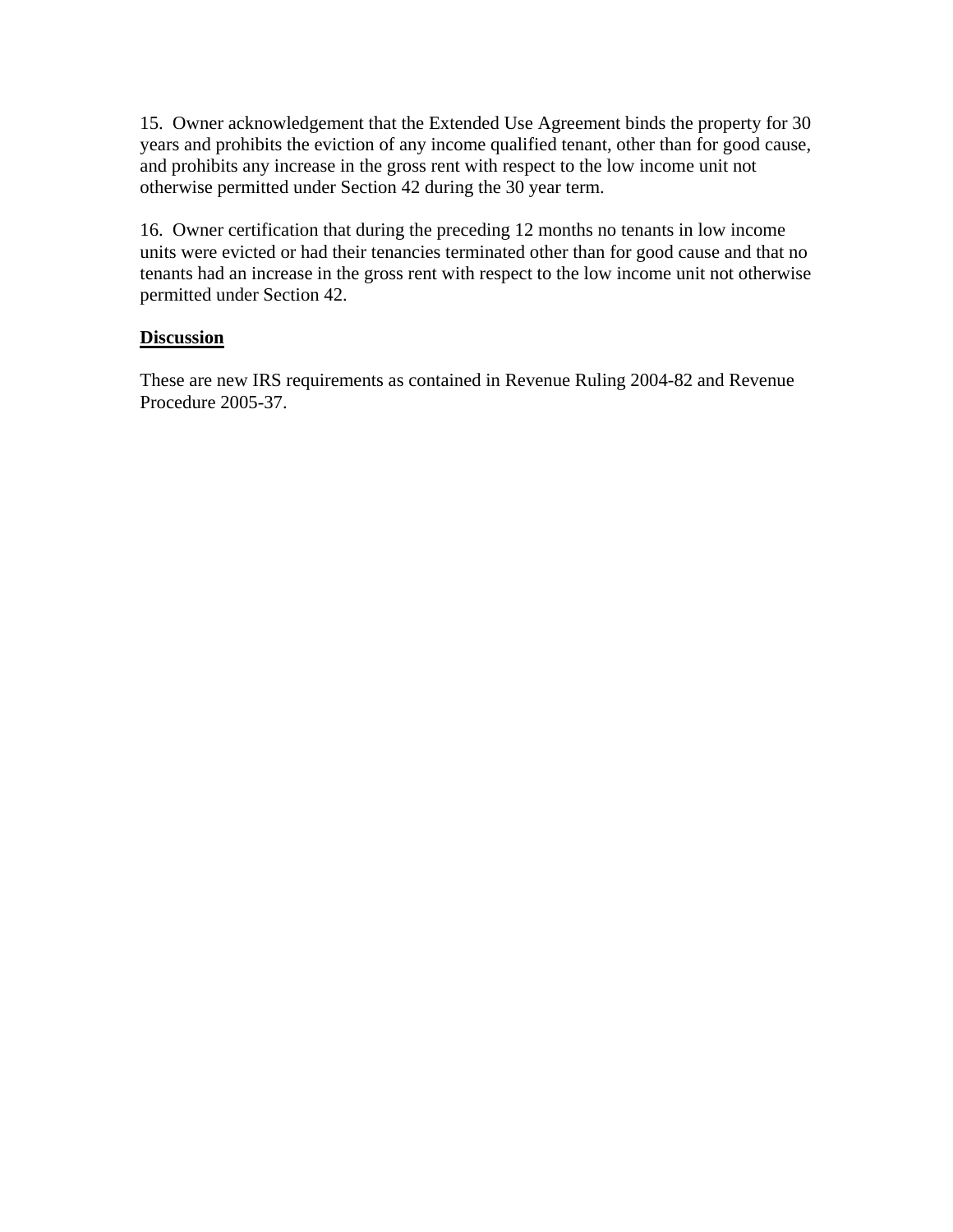15. Owner acknowledgement that the Extended Use Agreement binds the property for 30 years and prohibits the eviction of any income qualified tenant, other than for good cause, and prohibits any increase in the gross rent with respect to the low income unit not otherwise permitted under Section 42 during the 30 year term.

16. Owner certification that during the preceding 12 months no tenants in low income units were evicted or had their tenancies terminated other than for good cause and that no tenants had an increase in the gross rent with respect to the low income unit not otherwise permitted under Section 42.

**Discussion**

These are new IRS requirements as contained in Revenue Ruling 2004-82 and Revenue Procedure 2005-37.